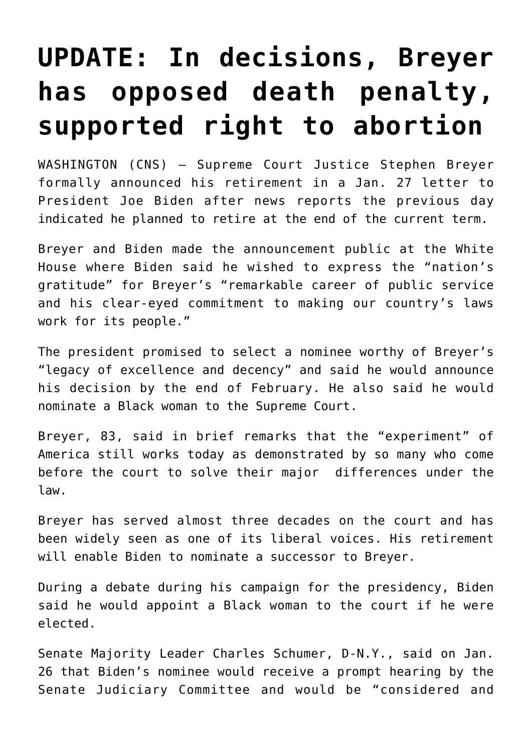# UPDATE: In decisions, Breyer has opposed death penalty, supported right to abortion

WASHINGTON (CNS) — Supreme Court Justice Stephen Breyer formally announced his retirement in a Jan. 27 letter to President Joe Biden after news reports the previous day indicated he planned to retire at the end of the current term.

Breyer and Biden made the announcement public at the White House where Biden said he wished to express the "nation's gratitude" for Breyer's "remarkable career of public service and his clear-eyed commitment to making our country's laws work for its people."

The president promised to select a nominee worthy of Breyer's "legacy of excellence and decency" and said he would announce his decision by the end of February. He also said he would nominate a Black woman to the Supreme Court.

Breyer, 83, said in brief remarks that the "experiment" of America still works today as demonstrated by so many who come before the court to solve their major differences under the law.

Breyer has served almost three decades on the court and has been widely seen as one of its liberal voices. His retirement will enable Biden to nominate a successor to Breyer.

During a debate during his campaign for the presidency, Biden said he would appoint a Black woman to the court if he were elected.

Senate Majority Leader Charles Schumer, D-N.Y., said on Jan. 26 that Biden's nominee would receive a prompt hearing by the Senate Judiciary Committee and would be "considered and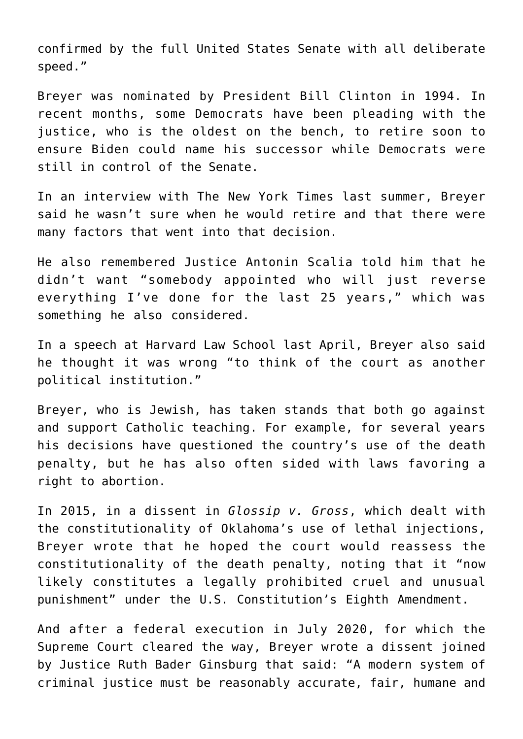confirmed by the full United States Senate with all deliberate speed."

Breyer was nominated by President Bill Clinton in 1994. In recent months, some Democrats have been pleading with the justice, who is the oldest on the bench, to retire soon to ensure Biden could name his successor while Democrats were still in control of the Senate.

In an interview with The New York Times last summer, Breyer said he wasn't sure when he would retire and that there were many factors that went into that decision.

He also remembered Justice Antonin Scalia told him that he didn't want "somebody appointed who will just reverse everything I've done for the last 25 years," which was something he also considered.

In a speech at Harvard Law School last April, Breyer also said he thought it was wrong "to think of the court as another political institution."

Breyer, who is Jewish, has taken stands that both go against and support Catholic teaching. For example, for several years his decisions have questioned the country's use of the death penalty, but he has also often sided with laws favoring a right to abortion.

In 2015, in a dissent in *Glossip v. Gross*, which dealt with the constitutionality of Oklahoma's use of lethal injections, Breyer wrote that he hoped the court would reassess the constitutionality of the death penalty, noting that it "now likely constitutes a legally prohibited cruel and unusual punishment" under the U.S. Constitution's Eighth Amendment.

And after a federal execution in July 2020, for which the Supreme Court cleared the way, Breyer wrote a dissent joined by Justice Ruth Bader Ginsburg that said: "A modern system of criminal justice must be reasonably accurate, fair, humane and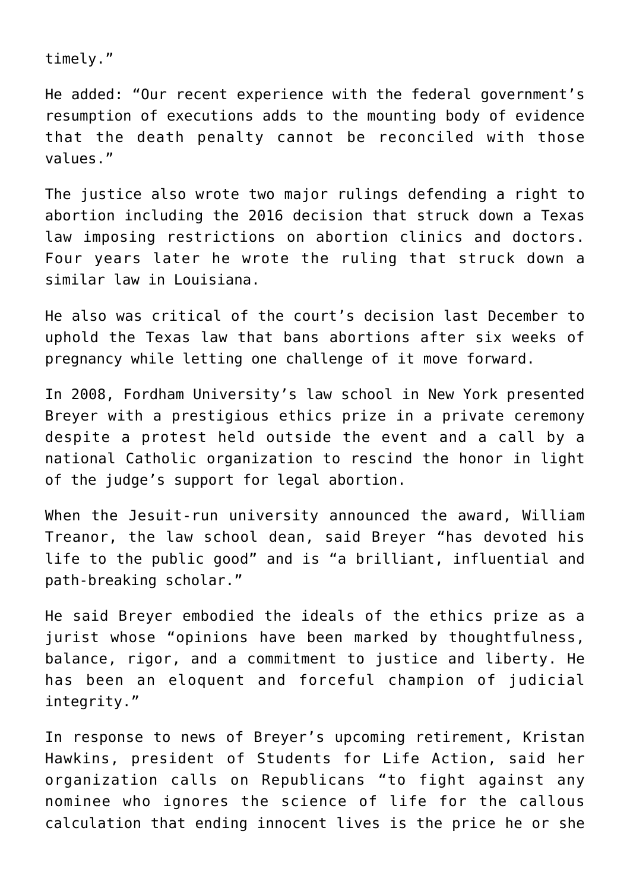timely."

He added: "Our recent experience with the federal government's resumption of executions adds to the mounting body of evidence that the death penalty cannot be reconciled with those values."

The justice also wrote two major rulings defending a right to abortion including the 2016 decision that struck down a Texas law imposing restrictions on abortion clinics and doctors. Four years later he wrote the ruling that struck down a similar law in Louisiana.

He also was critical of the court's decision last December to uphold the Texas law that bans abortions after six weeks of pregnancy while letting one challenge of it move forward.

In 2008, Fordham University's law school in New York presented Breyer with a prestigious ethics prize in a private ceremony despite a protest held outside the event and a call by a national Catholic organization to rescind the honor in light of the judge's support for legal abortion.

When the Jesuit-run university announced the award, William Treanor, the law school dean, said Breyer "has devoted his life to the public good" and is "a brilliant, influential and path-breaking scholar."

He said Breyer embodied the ideals of the ethics prize as a jurist whose "opinions have been marked by thoughtfulness, balance, rigor, and a commitment to justice and liberty. He has been an eloquent and forceful champion of judicial integrity."

In response to news of Breyer's upcoming retirement, Kristan Hawkins, president of Students for Life Action, said her organization calls on Republicans "to fight against any nominee who ignores the science of life for the callous calculation that ending innocent lives is the price he or she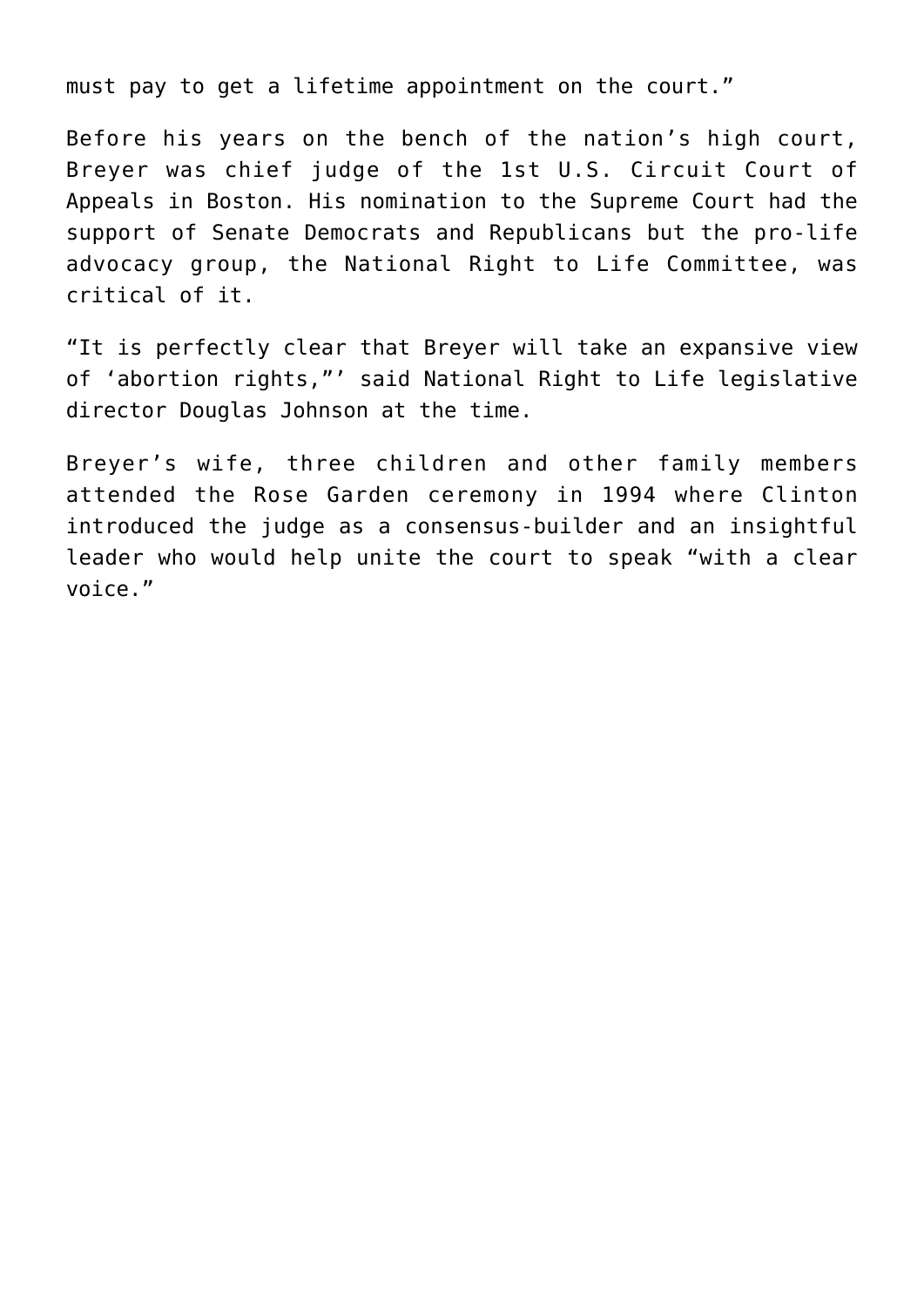must pay to get a lifetime appointment on the court."

Before his years on the bench of the nation's high court, Breyer was chief judge of the 1st U.S. Circuit Court of Appeals in Boston. His nomination to the Supreme Court had the support of Senate Democrats and Republicans but the pro-life advocacy group, the National Right to Life Committee, was critical of it.

"It is perfectly clear that Breyer will take an expansive view of 'abortion rights,"' said National Right to Life legislative director Douglas Johnson at the time.

Breyer's wife, three children and other family members attended the Rose Garden ceremony in 1994 where Clinton introduced the judge as a consensus-builder and an insightful leader who would help unite the court to speak "with a clear voice."